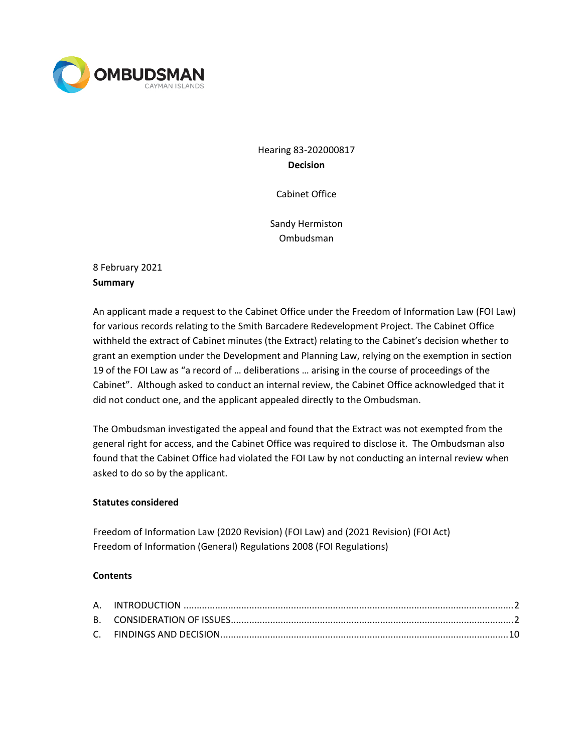OMBUDSMAN
CAYMAN ISLANDS

Hearing 83-202000817
**Decision**

Cabinet Office

Sandy Hermiston
Ombudsman

8 February 2021

**Summary**

An applicant made a request to the Cabinet Office under the Freedom of Information Law (FOI Law) for various records relating to the Smith Barcadere Redevelopment Project. The Cabinet Office withheld the extract of Cabinet minutes (the Extract) relating to the Cabinet's decision whether to grant an exemption under the Development and Planning Law, relying on the exemption in section 19 of the FOI Law as "a record of … deliberations … arising in the course of proceedings of the Cabinet". Although asked to conduct an internal review, the Cabinet Office acknowledged that it did not conduct one, and the applicant appealed directly to the Ombudsman.

The Ombudsman investigated the appeal and found that the Extract was not exempted from the general right for access, and the Cabinet Office was required to disclose it. The Ombudsman also found that the Cabinet Office had violated the FOI Law by not conducting an internal review when asked to do so by the applicant.

**Statutes considered**

Freedom of Information Law (2020 Revision) (FOI Law) and (2021 Revision) (FOI Act)
Freedom of Information (General) Regulations 2008 (FOI Regulations)

**Contents**

A. INTRODUCTION ....................................................................................................................2
B. CONSIDERATION OF ISSUES...................................................................................................2
C. FINDINGS AND DECISION.....................................................................................................10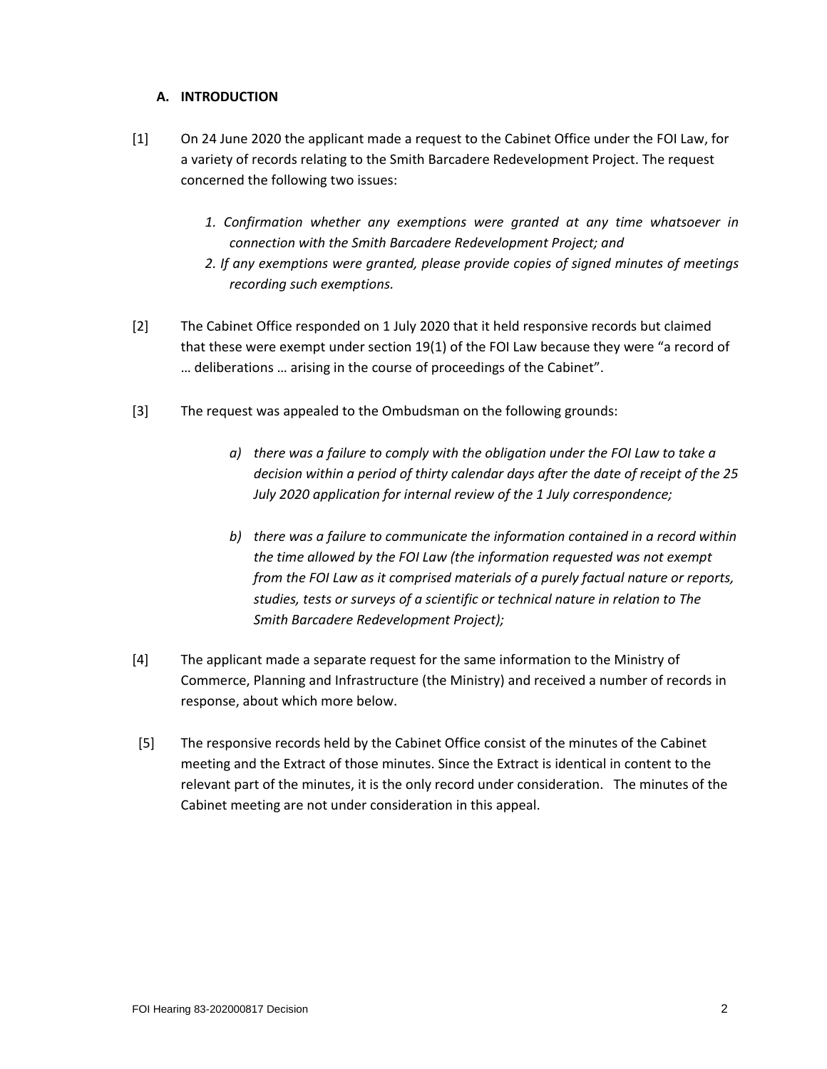## A. INTRODUCTION

[1] On 24 June 2020 the applicant made a request to the Cabinet Office under the FOI Law, for a variety of records relating to the Smith Barcadere Redevelopment Project. The request concerned the following two issues:

1. *Confirmation whether any exemptions were granted at any time whatsoever in connection with the Smith Barcadere Redevelopment Project; and*
2. *If any exemptions were granted, please provide copies of signed minutes of meetings recording such exemptions.*

[2] The Cabinet Office responded on 1 July 2020 that it held responsive records but claimed that these were exempt under section 19(1) of the FOI Law because they were "a record of … deliberations … arising in the course of proceedings of the Cabinet".

[3] The request was appealed to the Ombudsman on the following grounds:

a) *there was a failure to comply with the obligation under the FOI Law to take a decision within a period of thirty calendar days after the date of receipt of the 25 July 2020 application for internal review of the 1 July correspondence;*

b) *there was a failure to communicate the information contained in a record within the time allowed by the FOI Law (the information requested was not exempt from the FOI Law as it comprised materials of a purely factual nature or reports, studies, tests or surveys of a scientific or technical nature in relation to The Smith Barcadere Redevelopment Project);*

[4] The applicant made a separate request for the same information to the Ministry of Commerce, Planning and Infrastructure (the Ministry) and received a number of records in response, about which more below.

[5] The responsive records held by the Cabinet Office consist of the minutes of the Cabinet meeting and the Extract of those minutes. Since the Extract is identical in content to the relevant part of the minutes, it is the only record under consideration. The minutes of the Cabinet meeting are not under consideration in this appeal.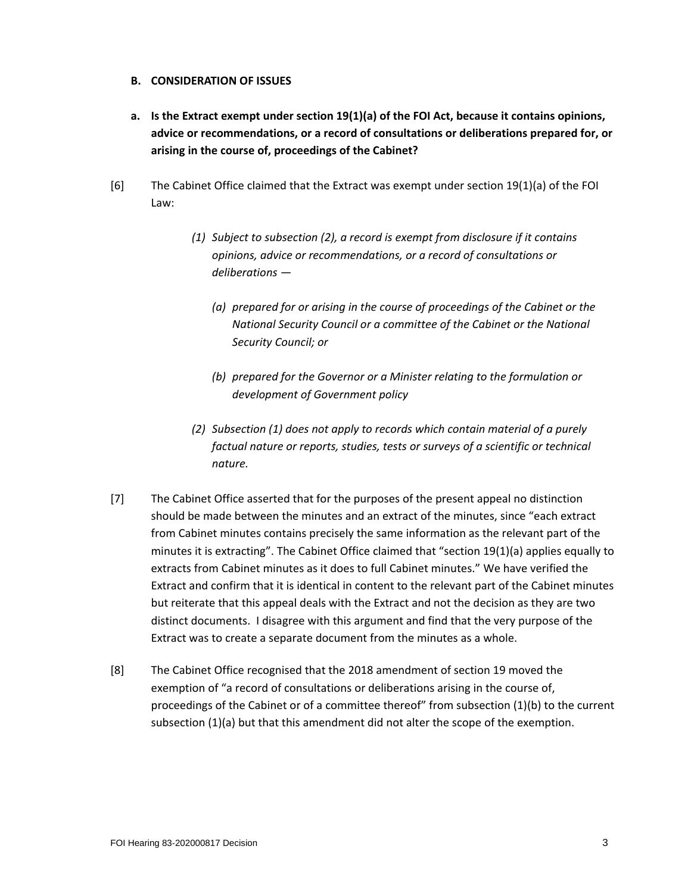**B. CONSIDERATION OF ISSUES**

**a. Is the Extract exempt under section 19(1)(a) of the FOI Act, because it contains opinions, advice or recommendations, or a record of consultations or deliberations prepared for, or arising in the course of, proceedings of the Cabinet?**

[6] The Cabinet Office claimed that the Extract was exempt under section 19(1)(a) of the FOI Law:

> *(1) Subject to subsection (2), a record is exempt from disclosure if it contains opinions, advice or recommendations, or a record of consultations or deliberations —*
>
> *(a) prepared for or arising in the course of proceedings of the Cabinet or the National Security Council or a committee of the Cabinet or the National Security Council; or*
>
> *(b) prepared for the Governor or a Minister relating to the formulation or development of Government policy*
>
> *(2) Subsection (1) does not apply to records which contain material of a purely factual nature or reports, studies, tests or surveys of a scientific or technical nature.*

[7] The Cabinet Office asserted that for the purposes of the present appeal no distinction should be made between the minutes and an extract of the minutes, since "each extract from Cabinet minutes contains precisely the same information as the relevant part of the minutes it is extracting". The Cabinet Office claimed that "section 19(1)(a) applies equally to extracts from Cabinet minutes as it does to full Cabinet minutes." We have verified the Extract and confirm that it is identical in content to the relevant part of the Cabinet minutes but reiterate that this appeal deals with the Extract and not the decision as they are two distinct documents. I disagree with this argument and find that the very purpose of the Extract was to create a separate document from the minutes as a whole.

[8] The Cabinet Office recognised that the 2018 amendment of section 19 moved the exemption of "a record of consultations or deliberations arising in the course of, proceedings of the Cabinet or of a committee thereof" from subsection (1)(b) to the current subsection (1)(a) but that this amendment did not alter the scope of the exemption.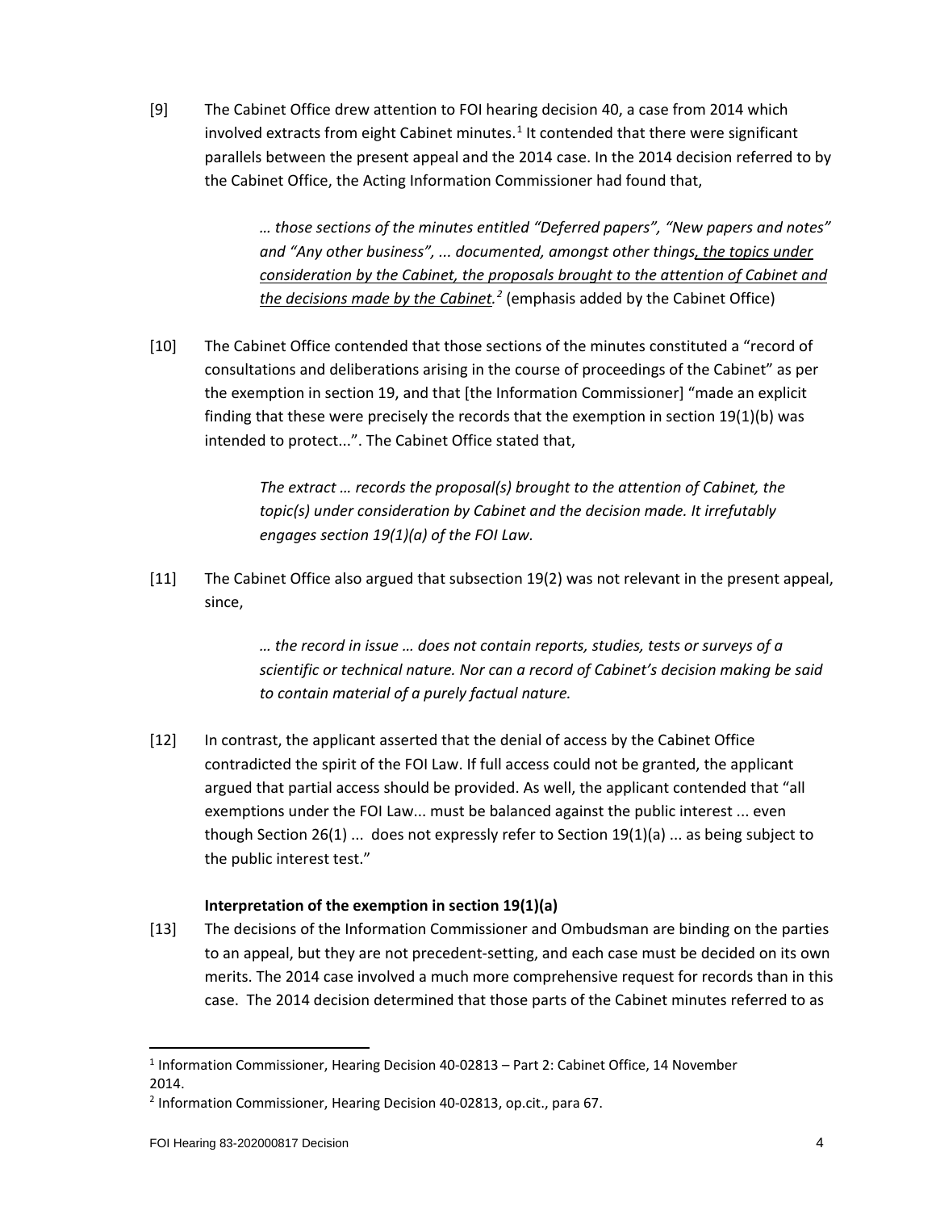[9] The Cabinet Office drew attention to FOI hearing decision 40, a case from 2014 which involved extracts from eight Cabinet minutes.[1] It contended that there were significant parallels between the present appeal and the 2014 case. In the 2014 decision referred to by the Cabinet Office, the Acting Information Commissioner had found that,

> *… those sections of the minutes entitled "Deferred papers", "New papers and notes" and "Any other business", ... documented, amongst other things, the topics under consideration by the Cabinet, the proposals brought to the attention of Cabinet and the decisions made by the Cabinet.*[2] (emphasis added by the Cabinet Office)

[10] The Cabinet Office contended that those sections of the minutes constituted a "record of consultations and deliberations arising in the course of proceedings of the Cabinet" as per the exemption in section 19, and that [the Information Commissioner] "made an explicit finding that these were precisely the records that the exemption in section 19(1)(b) was intended to protect...". The Cabinet Office stated that,

> *The extract … records the proposal(s) brought to the attention of Cabinet, the topic(s) under consideration by Cabinet and the decision made. It irrefutably engages section 19(1)(a) of the FOI Law.*

[11] The Cabinet Office also argued that subsection 19(2) was not relevant in the present appeal, since,

> *… the record in issue … does not contain reports, studies, tests or surveys of a scientific or technical nature. Nor can a record of Cabinet's decision making be said to contain material of a purely factual nature.*

[12] In contrast, the applicant asserted that the denial of access by the Cabinet Office contradicted the spirit of the FOI Law. If full access could not be granted, the applicant argued that partial access should be provided. As well, the applicant contended that "all exemptions under the FOI Law... must be balanced against the public interest ... even though Section 26(1) ... does not expressly refer to Section 19(1)(a) ... as being subject to the public interest test."

**Interpretation of the exemption in section 19(1)(a)**

[13] The decisions of the Information Commissioner and Ombudsman are binding on the parties to an appeal, but they are not precedent-setting, and each case must be decided on its own merits. The 2014 case involved a much more comprehensive request for records than in this case. The 2014 decision determined that those parts of the Cabinet minutes referred to as

---

[1] Information Commissioner, Hearing Decision 40-02813 – Part 2: Cabinet Office, 14 November 2014.

[2] Information Commissioner, Hearing Decision 40-02813, op.cit., para 67.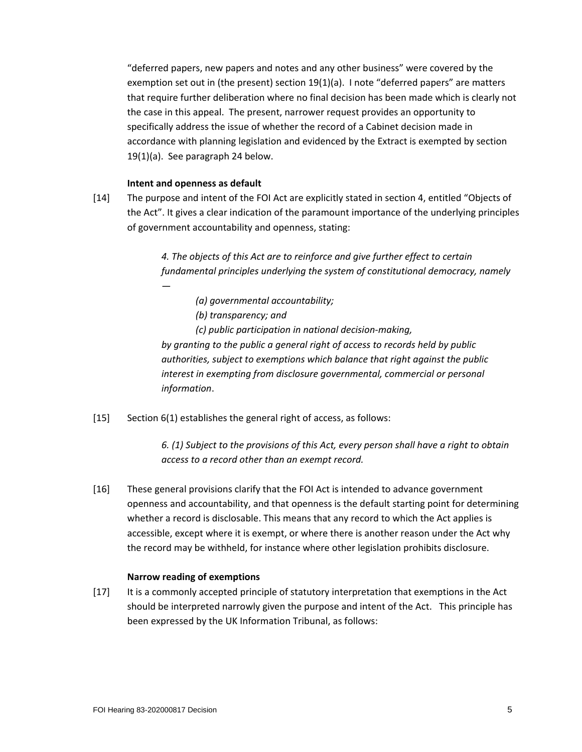"deferred papers, new papers and notes and any other business" were covered by the exemption set out in (the present) section 19(1)(a). I note "deferred papers" are matters that require further deliberation where no final decision has been made which is clearly not the case in this appeal. The present, narrower request provides an opportunity to specifically address the issue of whether the record of a Cabinet decision made in accordance with planning legislation and evidenced by the Extract is exempted by section 19(1)(a). See paragraph 24 below.

**Intent and openness as default**

[14] The purpose and intent of the FOI Act are explicitly stated in section 4, entitled "Objects of the Act". It gives a clear indication of the paramount importance of the underlying principles of government accountability and openness, stating:

> *4. The objects of this Act are to reinforce and give further effect to certain fundamental principles underlying the system of constitutional democracy, namely —*
>
> *(a) governmental accountability;*
>
> *(b) transparency; and*
>
> *(c) public participation in national decision-making,*
>
> *by granting to the public a general right of access to records held by public authorities, subject to exemptions which balance that right against the public interest in exempting from disclosure governmental, commercial or personal information*.

[15] Section 6(1) establishes the general right of access, as follows:

> *6. (1) Subject to the provisions of this Act, every person shall have a right to obtain access to a record other than an exempt record.*

[16] These general provisions clarify that the FOI Act is intended to advance government openness and accountability, and that openness is the default starting point for determining whether a record is disclosable. This means that any record to which the Act applies is accessible, except where it is exempt, or where there is another reason under the Act why the record may be withheld, for instance where other legislation prohibits disclosure.

**Narrow reading of exemptions**

[17] It is a commonly accepted principle of statutory interpretation that exemptions in the Act should be interpreted narrowly given the purpose and intent of the Act. This principle has been expressed by the UK Information Tribunal, as follows: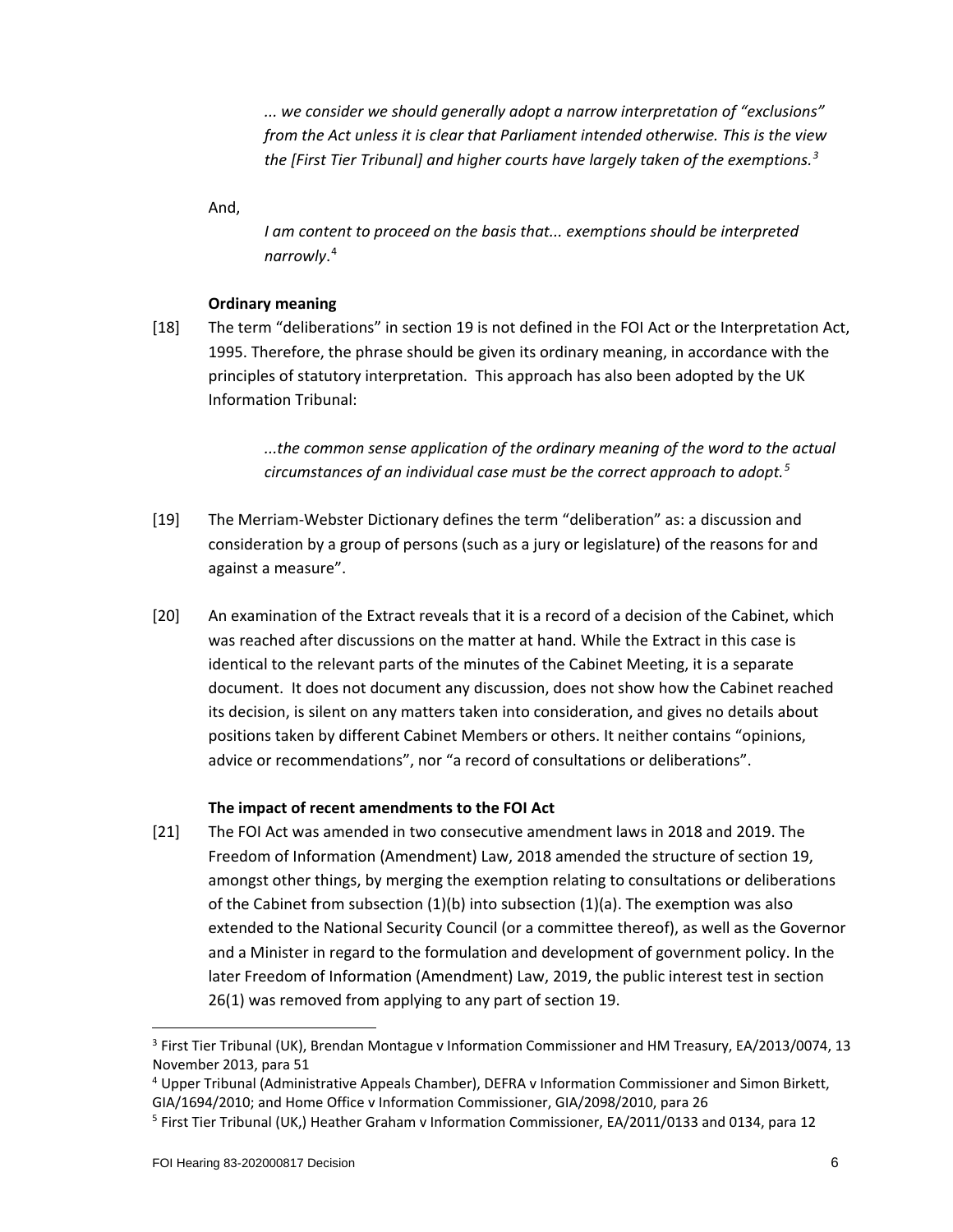> *... we consider we should generally adopt a narrow interpretation of "exclusions" from the Act unless it is clear that Parliament intended otherwise. This is the view the [First Tier Tribunal] and higher courts have largely taken of the exemptions.*[3]

And,

> *I am content to proceed on the basis that... exemptions should be interpreted narrowly*.[4]

**Ordinary meaning**

[18] The term "deliberations" in section 19 is not defined in the FOI Act or the Interpretation Act, 1995. Therefore, the phrase should be given its ordinary meaning, in accordance with the principles of statutory interpretation. This approach has also been adopted by the UK Information Tribunal:

> *...the common sense application of the ordinary meaning of the word to the actual circumstances of an individual case must be the correct approach to adopt.*[5]

[19] The Merriam-Webster Dictionary defines the term "deliberation" as: a discussion and consideration by a group of persons (such as a jury or legislature) of the reasons for and against a measure".

[20] An examination of the Extract reveals that it is a record of a decision of the Cabinet, which was reached after discussions on the matter at hand. While the Extract in this case is identical to the relevant parts of the minutes of the Cabinet Meeting, it is a separate document. It does not document any discussion, does not show how the Cabinet reached its decision, is silent on any matters taken into consideration, and gives no details about positions taken by different Cabinet Members or others. It neither contains "opinions, advice or recommendations", nor "a record of consultations or deliberations".

**The impact of recent amendments to the FOI Act**

[21] The FOI Act was amended in two consecutive amendment laws in 2018 and 2019. The Freedom of Information (Amendment) Law, 2018 amended the structure of section 19, amongst other things, by merging the exemption relating to consultations or deliberations of the Cabinet from subsection (1)(b) into subsection (1)(a). The exemption was also extended to the National Security Council (or a committee thereof), as well as the Governor and a Minister in regard to the formulation and development of government policy. In the later Freedom of Information (Amendment) Law, 2019, the public interest test in section 26(1) was removed from applying to any part of section 19.

---

[3] First Tier Tribunal (UK), Brendan Montague v Information Commissioner and HM Treasury, EA/2013/0074, 13 November 2013, para 51

[4] Upper Tribunal (Administrative Appeals Chamber), DEFRA v Information Commissioner and Simon Birkett, GIA/1694/2010; and Home Office v Information Commissioner, GIA/2098/2010, para 26

[5] First Tier Tribunal (UK,) Heather Graham v Information Commissioner, EA/2011/0133 and 0134, para 12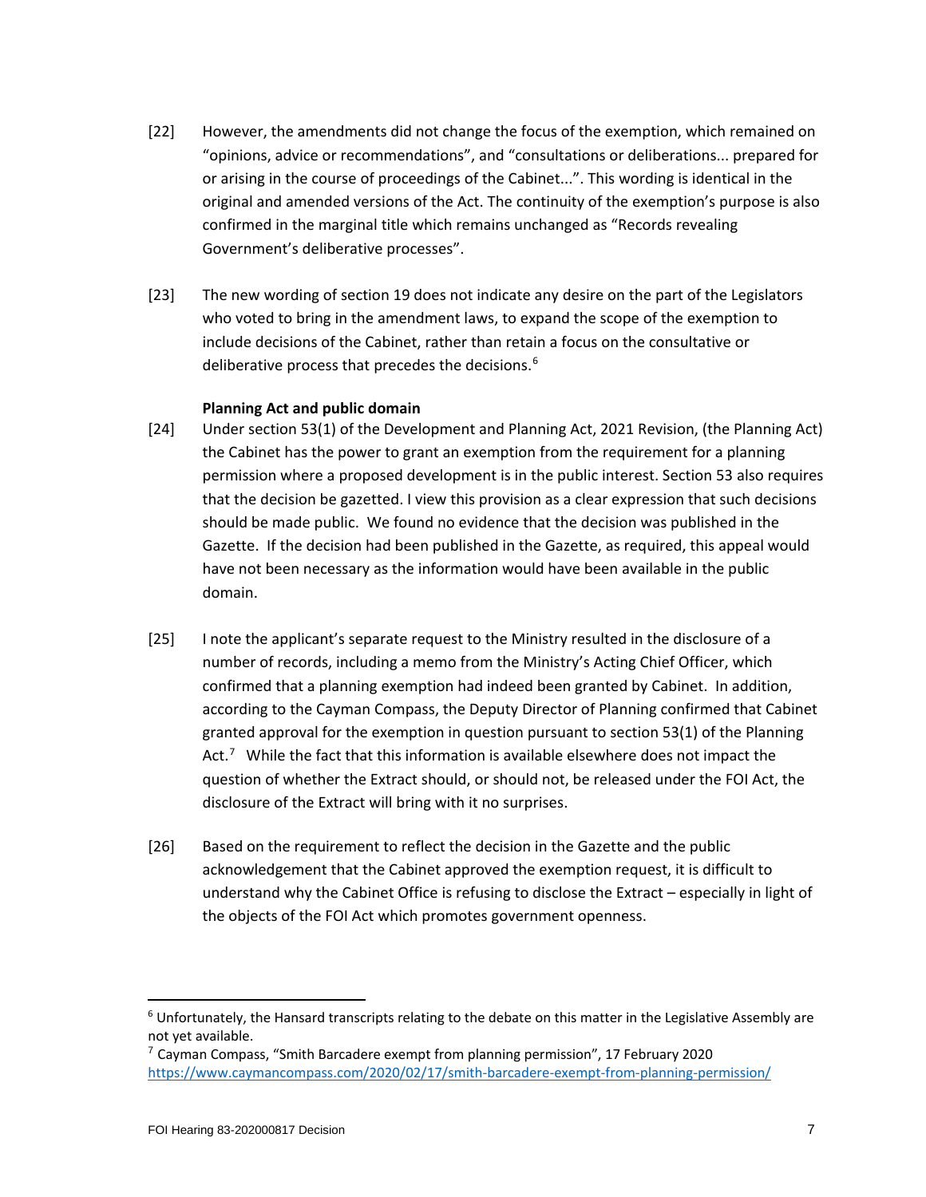[22] However, the amendments did not change the focus of the exemption, which remained on "opinions, advice or recommendations", and "consultations or deliberations... prepared for or arising in the course of proceedings of the Cabinet...". This wording is identical in the original and amended versions of the Act. The continuity of the exemption's purpose is also confirmed in the marginal title which remains unchanged as "Records revealing Government's deliberative processes".

[23] The new wording of section 19 does not indicate any desire on the part of the Legislators who voted to bring in the amendment laws, to expand the scope of the exemption to include decisions of the Cabinet, rather than retain a focus on the consultative or deliberative process that precedes the decisions.[6]

**Planning Act and public domain**

[24] Under section 53(1) of the Development and Planning Act, 2021 Revision, (the Planning Act) the Cabinet has the power to grant an exemption from the requirement for a planning permission where a proposed development is in the public interest. Section 53 also requires that the decision be gazetted. I view this provision as a clear expression that such decisions should be made public. We found no evidence that the decision was published in the Gazette. If the decision had been published in the Gazette, as required, this appeal would have not been necessary as the information would have been available in the public domain.

[25] I note the applicant's separate request to the Ministry resulted in the disclosure of a number of records, including a memo from the Ministry's Acting Chief Officer, which confirmed that a planning exemption had indeed been granted by Cabinet. In addition, according to the Cayman Compass, the Deputy Director of Planning confirmed that Cabinet granted approval for the exemption in question pursuant to section 53(1) of the Planning Act.[7] While the fact that this information is available elsewhere does not impact the question of whether the Extract should, or should not, be released under the FOI Act, the disclosure of the Extract will bring with it no surprises.

[26] Based on the requirement to reflect the decision in the Gazette and the public acknowledgement that the Cabinet approved the exemption request, it is difficult to understand why the Cabinet Office is refusing to disclose the Extract – especially in light of the objects of the FOI Act which promotes government openness.

---

[6] Unfortunately, the Hansard transcripts relating to the debate on this matter in the Legislative Assembly are not yet available.

[7] Cayman Compass, "Smith Barcadere exempt from planning permission", 17 February 2020 https://www.caymancompass.com/2020/02/17/smith-barcadere-exempt-from-planning-permission/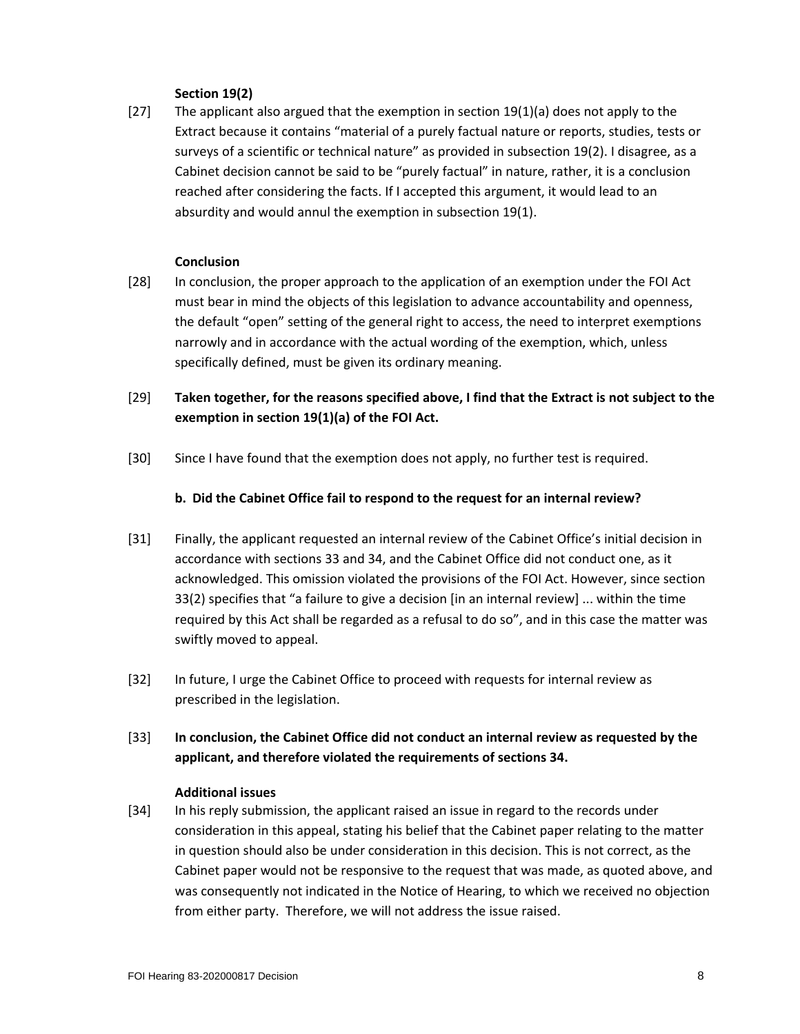**Section 19(2)**

[27] The applicant also argued that the exemption in section 19(1)(a) does not apply to the Extract because it contains "material of a purely factual nature or reports, studies, tests or surveys of a scientific or technical nature" as provided in subsection 19(2). I disagree, as a Cabinet decision cannot be said to be "purely factual" in nature, rather, it is a conclusion reached after considering the facts. If I accepted this argument, it would lead to an absurdity and would annul the exemption in subsection 19(1).

**Conclusion**

[28] In conclusion, the proper approach to the application of an exemption under the FOI Act must bear in mind the objects of this legislation to advance accountability and openness, the default "open" setting of the general right to access, the need to interpret exemptions narrowly and in accordance with the actual wording of the exemption, which, unless specifically defined, must be given its ordinary meaning.

[29] **Taken together, for the reasons specified above, I find that the Extract is not subject to the exemption in section 19(1)(a) of the FOI Act.**

[30] Since I have found that the exemption does not apply, no further test is required.

**b. Did the Cabinet Office fail to respond to the request for an internal review?**

[31] Finally, the applicant requested an internal review of the Cabinet Office's initial decision in accordance with sections 33 and 34, and the Cabinet Office did not conduct one, as it acknowledged. This omission violated the provisions of the FOI Act. However, since section 33(2) specifies that "a failure to give a decision [in an internal review] ... within the time required by this Act shall be regarded as a refusal to do so", and in this case the matter was swiftly moved to appeal.

[32] In future, I urge the Cabinet Office to proceed with requests for internal review as prescribed in the legislation.

[33] **In conclusion, the Cabinet Office did not conduct an internal review as requested by the applicant, and therefore violated the requirements of sections 34.**

**Additional issues**

[34] In his reply submission, the applicant raised an issue in regard to the records under consideration in this appeal, stating his belief that the Cabinet paper relating to the matter in question should also be under consideration in this decision. This is not correct, as the Cabinet paper would not be responsive to the request that was made, as quoted above, and was consequently not indicated in the Notice of Hearing, to which we received no objection from either party. Therefore, we will not address the issue raised.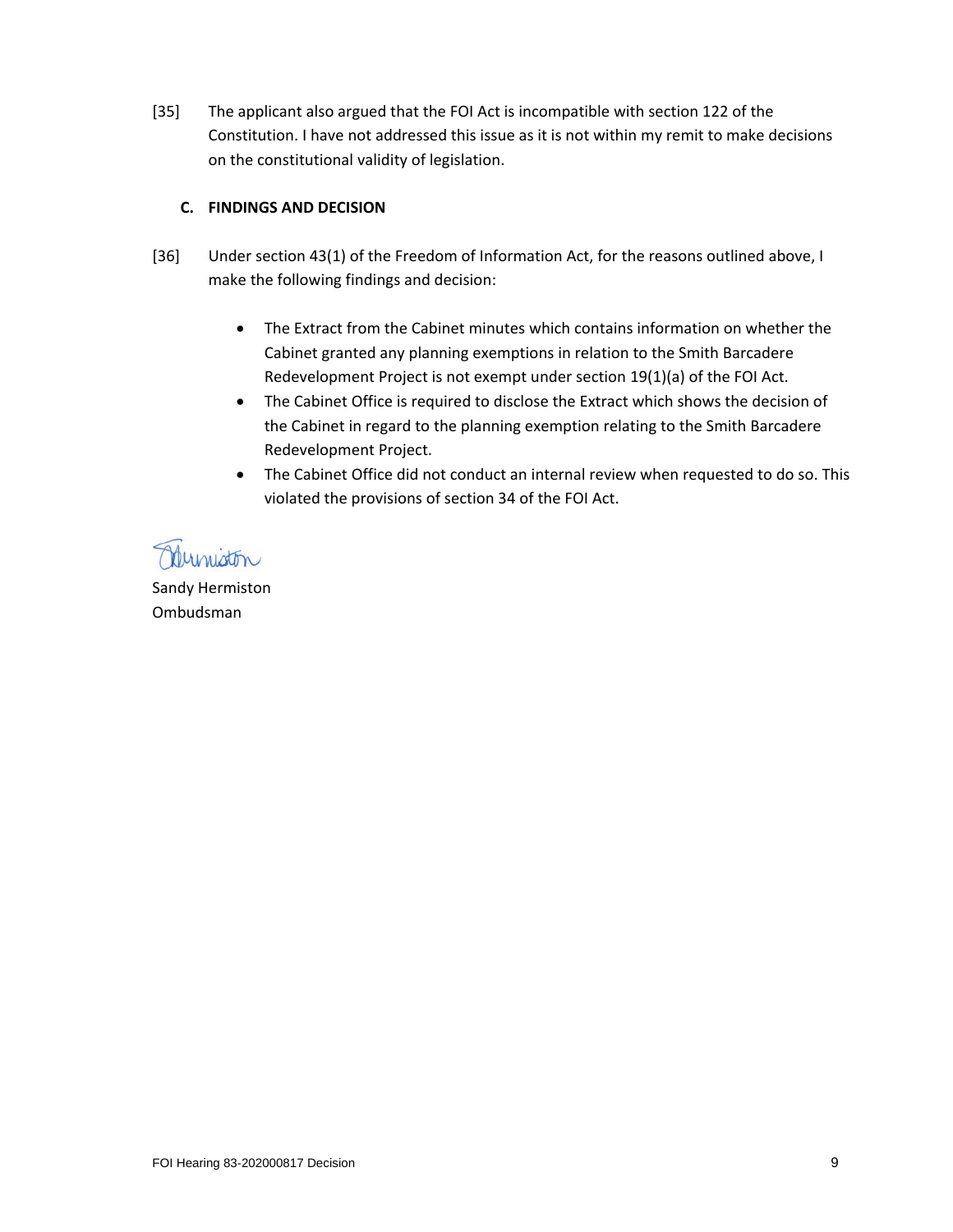[35] The applicant also argued that the FOI Act is incompatible with section 122 of the Constitution. I have not addressed this issue as it is not within my remit to make decisions on the constitutional validity of legislation.

## C. FINDINGS AND DECISION

[36] Under section 43(1) of the Freedom of Information Act, for the reasons outlined above, I make the following findings and decision:

- The Extract from the Cabinet minutes which contains information on whether the Cabinet granted any planning exemptions in relation to the Smith Barcadere Redevelopment Project is not exempt under section 19(1)(a) of the FOI Act.
- The Cabinet Office is required to disclose the Extract which shows the decision of the Cabinet in regard to the planning exemption relating to the Smith Barcadere Redevelopment Project.
- The Cabinet Office did not conduct an internal review when requested to do so. This violated the provisions of section 34 of the FOI Act.

Sandy Hermiston
Ombudsman